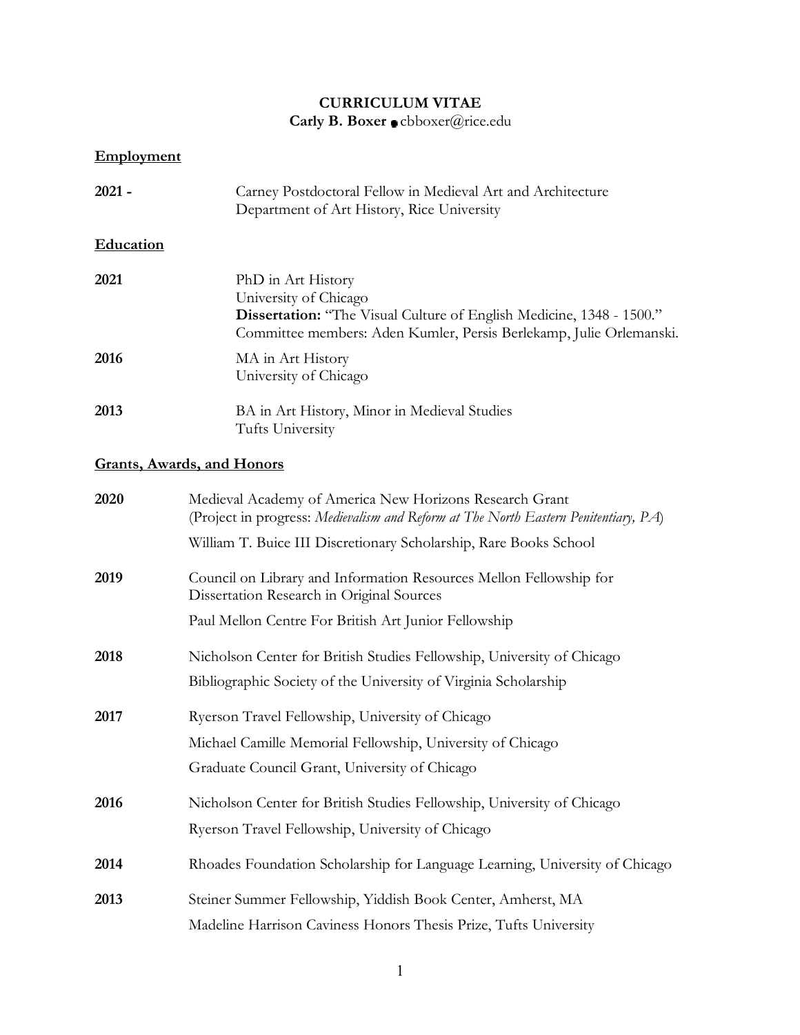# CURRICULUM VITAE

**Carly B. Boxer** • cbboxer@rice.edu

## Employment

**2021 -** Carney Postdoctoral Fellow in Medieval Art and Architecture
Department of Art History, Rice University

## Education

**2021** PhD in Art History
University of Chicago
**Dissertation:** "The Visual Culture of English Medicine, 1348 - 1500."
Committee members: Aden Kumler, Persis Berlekamp, Julie Orlemanski.

**2016** MA in Art History
University of Chicago

**2013** BA in Art History, Minor in Medieval Studies
Tufts University

## Grants, Awards, and Honors

**2020**
- Medieval Academy of America New Horizons Research Grant (Project in progress: *Medievalism and Reform at The North Eastern Penitentiary, PA*)
- William T. Buice III Discretionary Scholarship, Rare Books School

**2019**
- Council on Library and Information Resources Mellon Fellowship for Dissertation Research in Original Sources
- Paul Mellon Centre For British Art Junior Fellowship

**2018**
- Nicholson Center for British Studies Fellowship, University of Chicago
- Bibliographic Society of the University of Virginia Scholarship

**2017**
- Ryerson Travel Fellowship, University of Chicago
- Michael Camille Memorial Fellowship, University of Chicago
- Graduate Council Grant, University of Chicago

**2016**
- Nicholson Center for British Studies Fellowship, University of Chicago
- Ryerson Travel Fellowship, University of Chicago

**2014**
- Rhoades Foundation Scholarship for Language Learning, University of Chicago

**2013**
- Steiner Summer Fellowship, Yiddish Book Center, Amherst, MA
- Madeline Harrison Caviness Honors Thesis Prize, Tufts University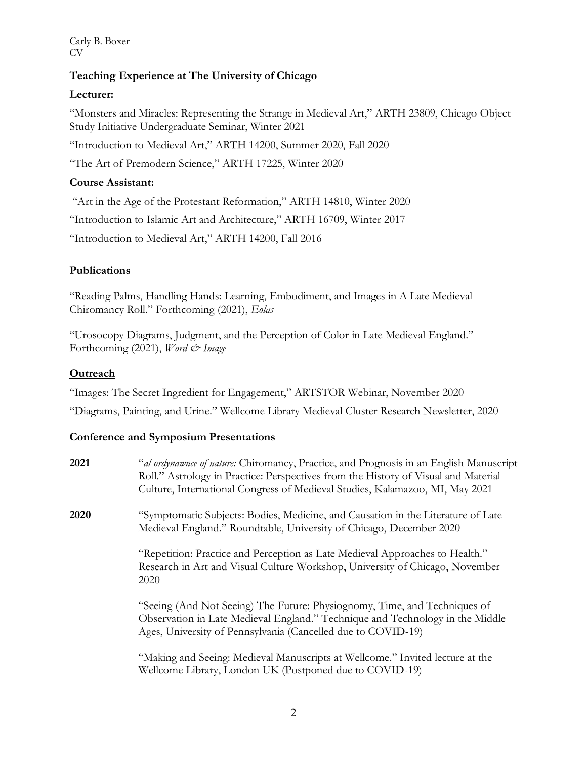## Teaching Experience at The University of Chicago

**Lecturer:**

"Monsters and Miracles: Representing the Strange in Medieval Art," ARTH 23809, Chicago Object Study Initiative Undergraduate Seminar, Winter 2021

"Introduction to Medieval Art," ARTH 14200, Summer 2020, Fall 2020

"The Art of Premodern Science," ARTH 17225, Winter 2020

**Course Assistant:**

"Art in the Age of the Protestant Reformation," ARTH 14810, Winter 2020

"Introduction to Islamic Art and Architecture," ARTH 16709, Winter 2017

"Introduction to Medieval Art," ARTH 14200, Fall 2016

## Publications

"Reading Palms, Handling Hands: Learning, Embodiment, and Images in A Late Medieval Chiromancy Roll." Forthcoming (2021), *Eolas*

"Urosocopy Diagrams, Judgment, and the Perception of Color in Late Medieval England." Forthcoming (2021), *Word & Image*

## Outreach

"Images: The Secret Ingredient for Engagement," ARTSTOR Webinar, November 2020

"Diagrams, Painting, and Urine." Wellcome Library Medieval Cluster Research Newsletter, 2020

## Conference and Symposium Presentations

**2021**

"*al ordynawnce of nature:* Chiromancy, Practice, and Prognosis in an English Manuscript Roll." Astrology in Practice: Perspectives from the History of Visual and Material Culture, International Congress of Medieval Studies, Kalamazoo, MI, May 2021

**2020**

"Symptomatic Subjects: Bodies, Medicine, and Causation in the Literature of Late Medieval England." Roundtable, University of Chicago, December 2020

"Repetition: Practice and Perception as Late Medieval Approaches to Health." Research in Art and Visual Culture Workshop, University of Chicago, November 2020

"Seeing (And Not Seeing) The Future: Physiognomy, Time, and Techniques of Observation in Late Medieval England." Technique and Technology in the Middle Ages, University of Pennsylvania (Cancelled due to COVID-19)

"Making and Seeing: Medieval Manuscripts at Wellcome." Invited lecture at the Wellcome Library, London UK (Postponed due to COVID-19)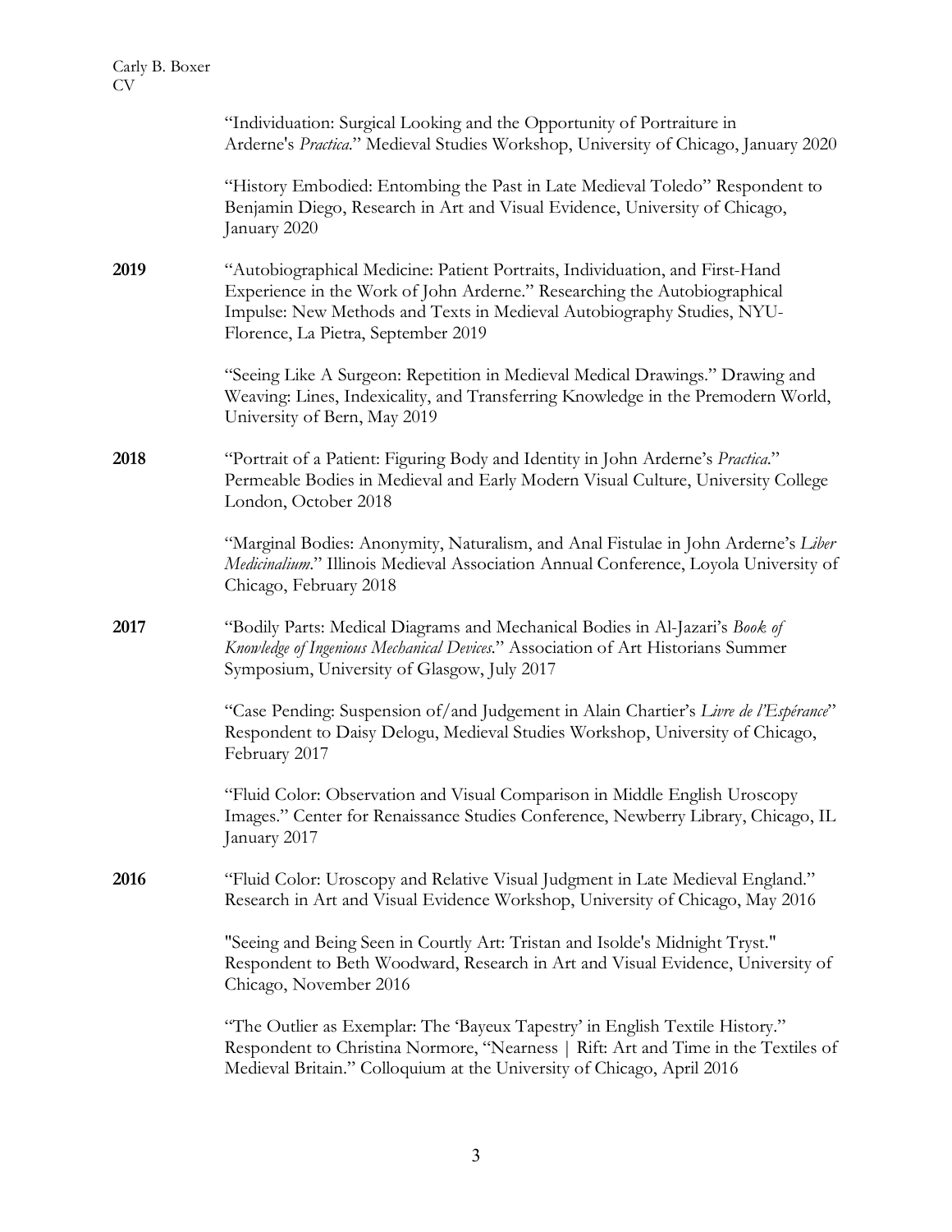"Individuation: Surgical Looking and the Opportunity of Portraiture in Arderne's *Practica*." Medieval Studies Workshop, University of Chicago, January 2020

"History Embodied: Entombing the Past in Late Medieval Toledo" Respondent to Benjamin Diego, Research in Art and Visual Evidence, University of Chicago, January 2020

**2019**

"Autobiographical Medicine: Patient Portraits, Individuation, and First-Hand Experience in the Work of John Arderne." Researching the Autobiographical Impulse: New Methods and Texts in Medieval Autobiography Studies, NYU-Florence, La Pietra, September 2019

"Seeing Like A Surgeon: Repetition in Medieval Medical Drawings." Drawing and Weaving: Lines, Indexicality, and Transferring Knowledge in the Premodern World, University of Bern, May 2019

**2018**

"Portrait of a Patient: Figuring Body and Identity in John Arderne's *Practica*." Permeable Bodies in Medieval and Early Modern Visual Culture, University College London, October 2018

"Marginal Bodies: Anonymity, Naturalism, and Anal Fistulae in John Arderne's *Liber Medicinalium*." Illinois Medieval Association Annual Conference, Loyola University of Chicago, February 2018

**2017**

"Bodily Parts: Medical Diagrams and Mechanical Bodies in Al-Jazari's *Book of Knowledge of Ingenious Mechanical Devices*." Association of Art Historians Summer Symposium, University of Glasgow, July 2017

"Case Pending: Suspension of/and Judgement in Alain Chartier's *Livre de l'Espérance*" Respondent to Daisy Delogu, Medieval Studies Workshop, University of Chicago, February 2017

"Fluid Color: Observation and Visual Comparison in Middle English Uroscopy Images." Center for Renaissance Studies Conference, Newberry Library, Chicago, IL January 2017

**2016**

"Fluid Color: Uroscopy and Relative Visual Judgment in Late Medieval England." Research in Art and Visual Evidence Workshop, University of Chicago, May 2016

"Seeing and Being Seen in Courtly Art: Tristan and Isolde's Midnight Tryst." Respondent to Beth Woodward, Research in Art and Visual Evidence, University of Chicago, November 2016

"The Outlier as Exemplar: The 'Bayeux Tapestry' in English Textile History." Respondent to Christina Normore, "Nearness | Rift: Art and Time in the Textiles of Medieval Britain." Colloquium at the University of Chicago, April 2016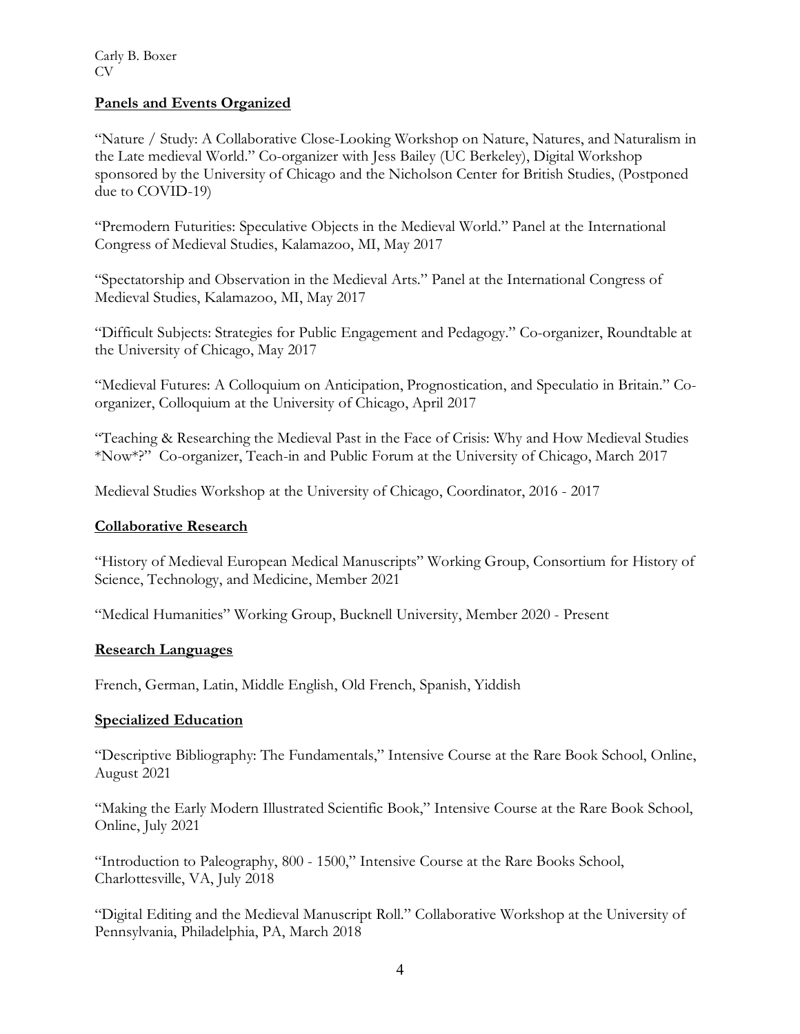## Panels and Events Organized

"Nature / Study: A Collaborative Close-Looking Workshop on Nature, Natures, and Naturalism in the Late medieval World." Co-organizer with Jess Bailey (UC Berkeley), Digital Workshop sponsored by the University of Chicago and the Nicholson Center for British Studies, (Postponed due to COVID-19)

"Premodern Futurities: Speculative Objects in the Medieval World." Panel at the International Congress of Medieval Studies, Kalamazoo, MI, May 2017

"Spectatorship and Observation in the Medieval Arts." Panel at the International Congress of Medieval Studies, Kalamazoo, MI, May 2017

"Difficult Subjects: Strategies for Public Engagement and Pedagogy." Co-organizer, Roundtable at the University of Chicago, May 2017

"Medieval Futures: A Colloquium on Anticipation, Prognostication, and Speculatio in Britain." Co-organizer, Colloquium at the University of Chicago, April 2017

"Teaching & Researching the Medieval Past in the Face of Crisis: Why and How Medieval Studies *Now*?" Co-organizer, Teach-in and Public Forum at the University of Chicago, March 2017

Medieval Studies Workshop at the University of Chicago, Coordinator, 2016 - 2017

## Collaborative Research

"History of Medieval European Medical Manuscripts" Working Group, Consortium for History of Science, Technology, and Medicine, Member 2021

"Medical Humanities" Working Group, Bucknell University, Member 2020 - Present

## Research Languages

French, German, Latin, Middle English, Old French, Spanish, Yiddish

## Specialized Education

"Descriptive Bibliography: The Fundamentals," Intensive Course at the Rare Book School, Online, August 2021

"Making the Early Modern Illustrated Scientific Book," Intensive Course at the Rare Book School, Online, July 2021

"Introduction to Paleography, 800 - 1500," Intensive Course at the Rare Books School, Charlottesville, VA, July 2018

"Digital Editing and the Medieval Manuscript Roll." Collaborative Workshop at the University of Pennsylvania, Philadelphia, PA, March 2018